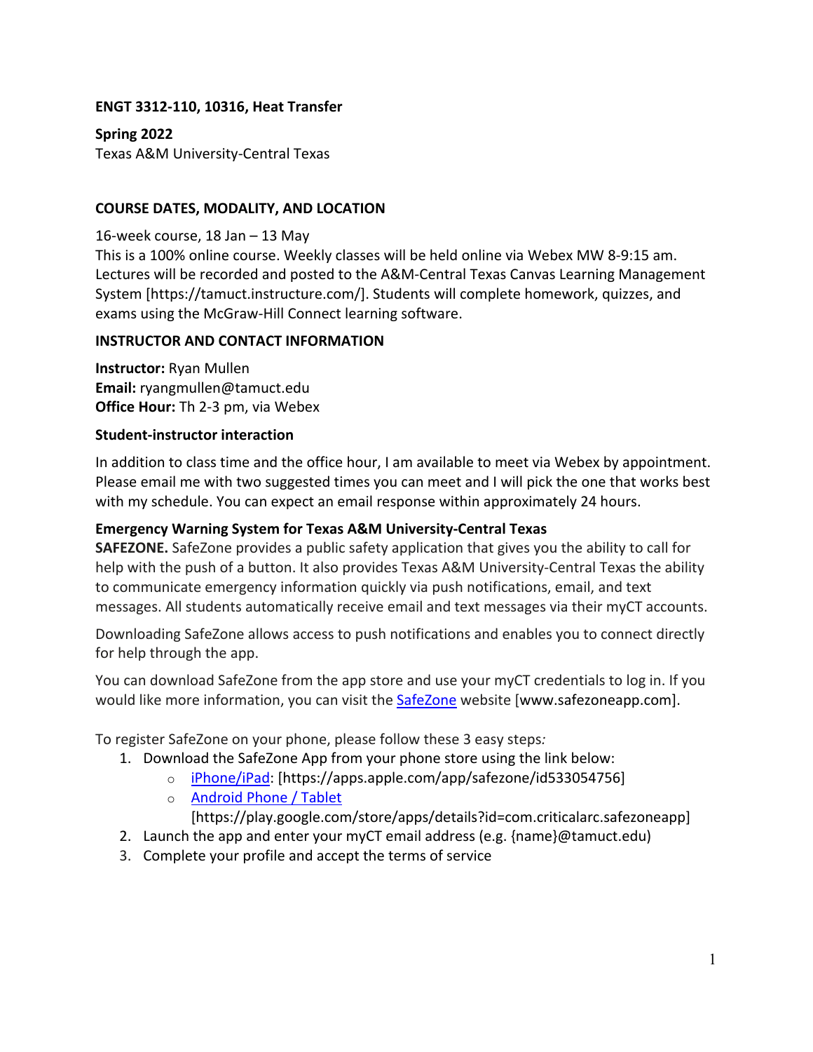**ENGT 3312-110, 10316, Heat Transfer**

**Spring 2022**
Texas A&M University-Central Texas

## COURSE DATES, MODALITY, AND LOCATION

16-week course, 18 Jan – 13 May
This is a 100% online course. Weekly classes will be held online via Webex MW 8-9:15 am. Lectures will be recorded and posted to the A&M-Central Texas Canvas Learning Management System [https://tamuct.instructure.com/]. Students will complete homework, quizzes, and exams using the McGraw-Hill Connect learning software.

## INSTRUCTOR AND CONTACT INFORMATION

**Instructor:** Ryan Mullen
**Email:** ryangmullen@tamuct.edu
**Office Hour:** Th 2-3 pm, via Webex

### Student-instructor interaction

In addition to class time and the office hour, I am available to meet via Webex by appointment. Please email me with two suggested times you can meet and I will pick the one that works best with my schedule. You can expect an email response within approximately 24 hours.

### Emergency Warning System for Texas A&M University-Central Texas

**SAFEZONE.** SafeZone provides a public safety application that gives you the ability to call for help with the push of a button. It also provides Texas A&M University-Central Texas the ability to communicate emergency information quickly via push notifications, email, and text messages. All students automatically receive email and text messages via their myCT accounts.

Downloading SafeZone allows access to push notifications and enables you to connect directly for help through the app.

You can download SafeZone from the app store and use your myCT credentials to log in. If you would like more information, you can visit the SafeZone website [www.safezoneapp.com].

To register SafeZone on your phone, please follow these 3 easy steps*:*

1. Download the SafeZone App from your phone store using the link below:
   - iPhone/iPad: [https://apps.apple.com/app/safezone/id533054756]
   - Android Phone / Tablet [https://play.google.com/store/apps/details?id=com.criticalarc.safezoneapp]
2. Launch the app and enter your myCT email address (e.g. {name}@tamuct.edu)
3. Complete your profile and accept the terms of service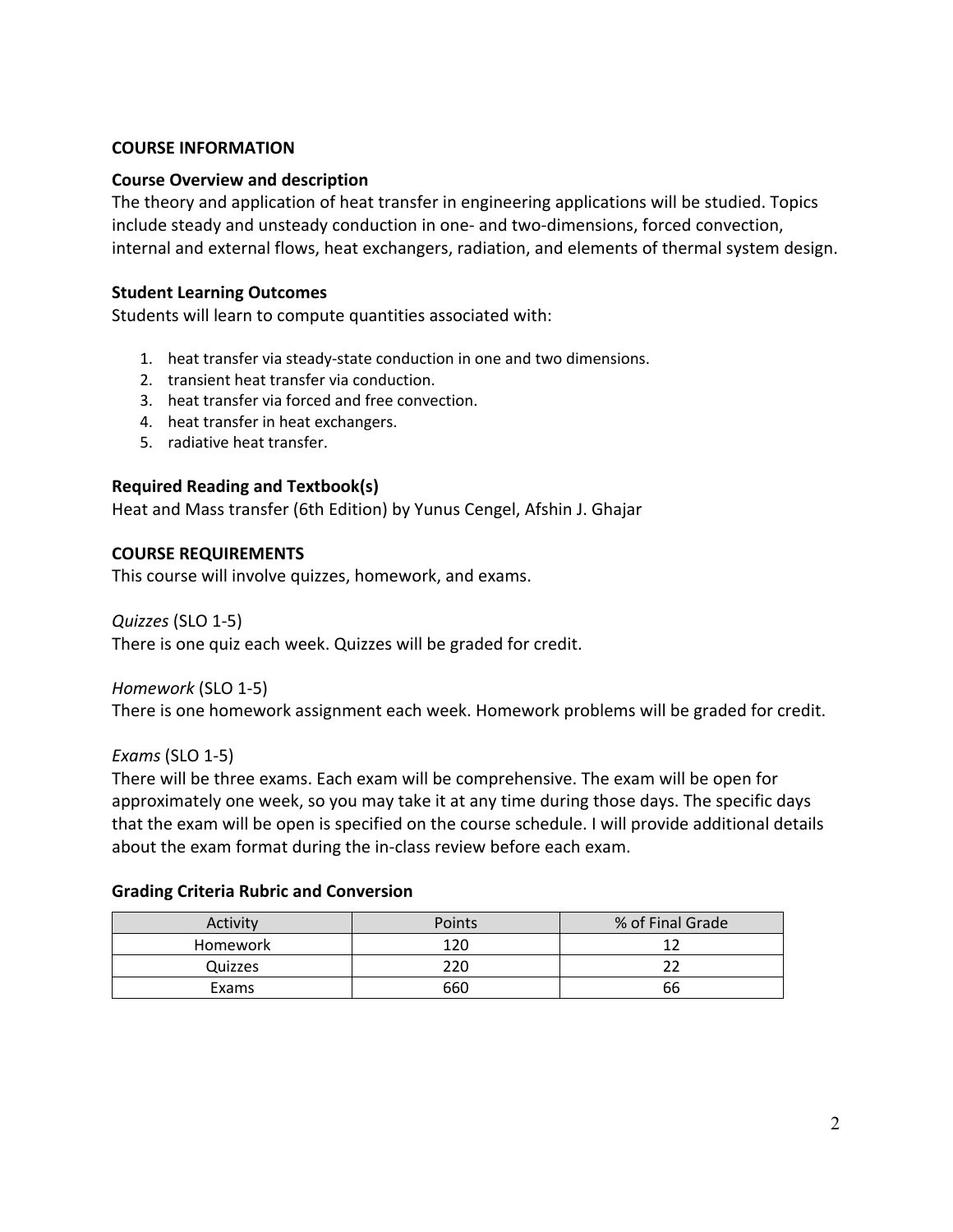## COURSE INFORMATION

### Course Overview and description

The theory and application of heat transfer in engineering applications will be studied. Topics include steady and unsteady conduction in one- and two-dimensions, forced convection, internal and external flows, heat exchangers, radiation, and elements of thermal system design.

### Student Learning Outcomes

Students will learn to compute quantities associated with:

1. heat transfer via steady-state conduction in one and two dimensions.
2. transient heat transfer via conduction.
3. heat transfer via forced and free convection.
4. heat transfer in heat exchangers.
5. radiative heat transfer.

### Required Reading and Textbook(s)

Heat and Mass transfer (6th Edition) by Yunus Cengel, Afshin J. Ghajar

## COURSE REQUIREMENTS

This course will involve quizzes, homework, and exams.

*Quizzes* (SLO 1-5)
There is one quiz each week. Quizzes will be graded for credit.

*Homework* (SLO 1-5)
There is one homework assignment each week. Homework problems will be graded for credit.

*Exams* (SLO 1-5)
There will be three exams. Each exam will be comprehensive. The exam will be open for approximately one week, so you may take it at any time during those days. The specific days that the exam will be open is specified on the course schedule. I will provide additional details about the exam format during the in-class review before each exam.

### Grading Criteria Rubric and Conversion

| Activity | Points | % of Final Grade |
| --- | --- | --- |
| Homework | 120 | 12 |
| Quizzes | 220 | 22 |
| Exams | 660 | 66 |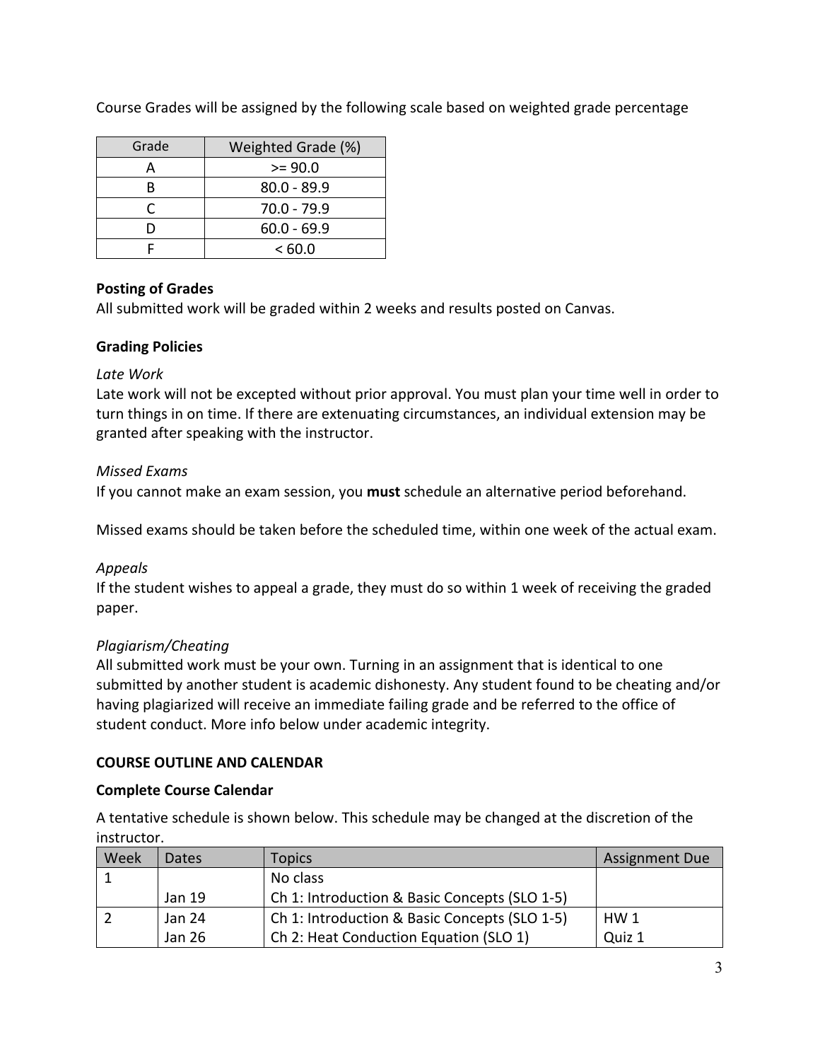Course Grades will be assigned by the following scale based on weighted grade percentage

| Grade | Weighted Grade (%) |
|---|---|
| A | >= 90.0 |
| B | 80.0 - 89.9 |
| C | 70.0 - 79.9 |
| D | 60.0 - 69.9 |
| F | < 60.0 |

**Posting of Grades**

All submitted work will be graded within 2 weeks and results posted on Canvas.

**Grading Policies**

*Late Work*

Late work will not be excepted without prior approval. You must plan your time well in order to turn things in on time. If there are extenuating circumstances, an individual extension may be granted after speaking with the instructor.

*Missed Exams*

If you cannot make an exam session, you **must** schedule an alternative period beforehand.

Missed exams should be taken before the scheduled time, within one week of the actual exam.

*Appeals*

If the student wishes to appeal a grade, they must do so within 1 week of receiving the graded paper.

*Plagiarism/Cheating*

All submitted work must be your own. Turning in an assignment that is identical to one submitted by another student is academic dishonesty. Any student found to be cheating and/or having plagiarized will receive an immediate failing grade and be referred to the office of student conduct. More info below under academic integrity.

**COURSE OUTLINE AND CALENDAR**

**Complete Course Calendar**

A tentative schedule is shown below. This schedule may be changed at the discretion of the instructor.

| Week | Dates | Topics | Assignment Due |
|---|---|---|---|
| 1 | | No class | |
| | Jan 19 | Ch 1: Introduction & Basic Concepts (SLO 1-5) | |
| 2 | Jan 24 | Ch 1: Introduction & Basic Concepts (SLO 1-5) | HW 1 |
| | Jan 26 | Ch 2: Heat Conduction Equation (SLO 1) | Quiz 1 |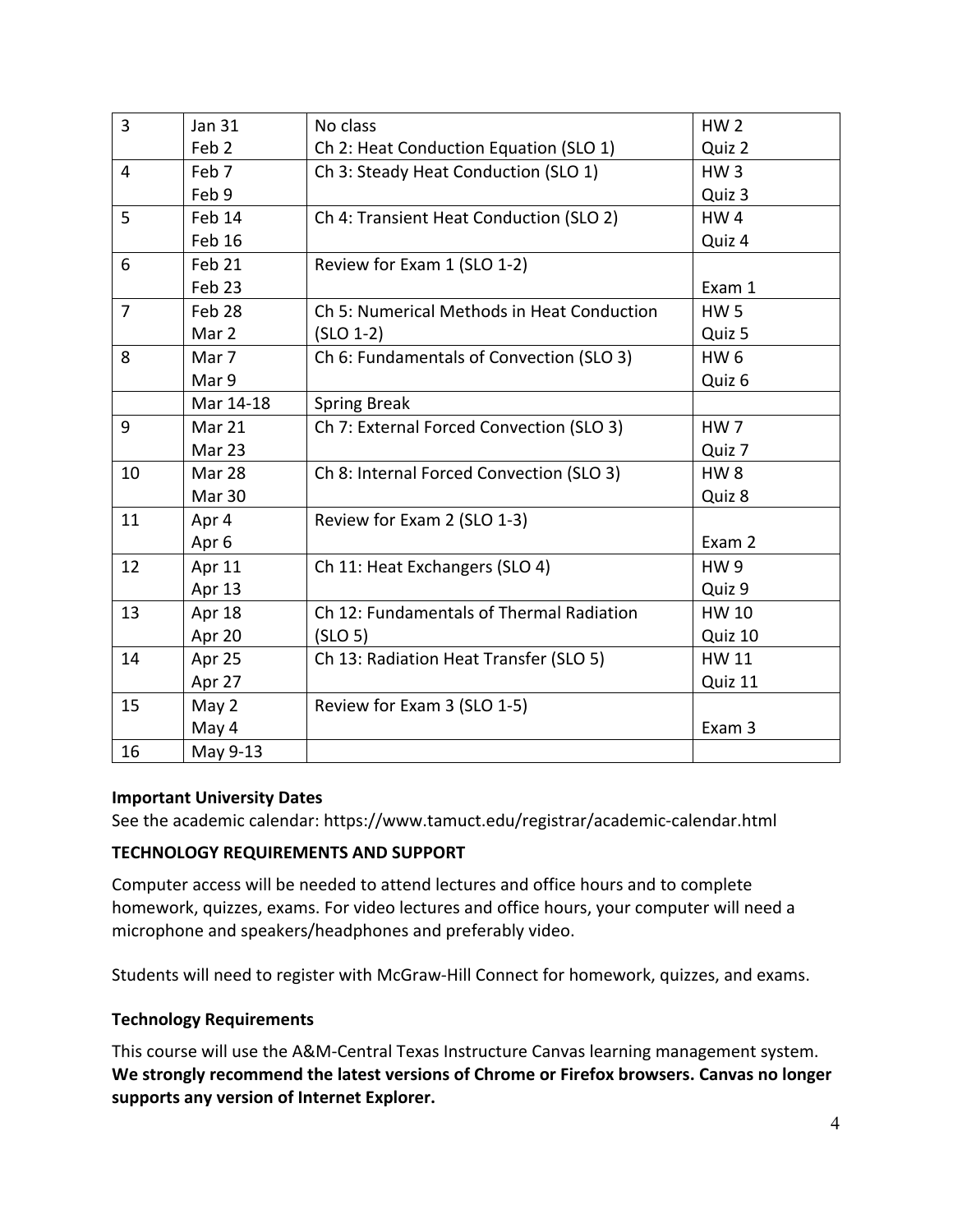| 3 | Jan 31<br>Feb 2 | No class<br>Ch 2: Heat Conduction Equation (SLO 1) | HW 2<br>Quiz 2 |
|---|---|---|---|
| 4 | Feb 7<br>Feb 9 | Ch 3: Steady Heat Conduction (SLO 1) | HW 3<br>Quiz 3 |
| 5 | Feb 14<br>Feb 16 | Ch 4: Transient Heat Conduction (SLO 2) | HW 4<br>Quiz 4 |
| 6 | Feb 21<br>Feb 23 | Review for Exam 1 (SLO 1-2) | <br>Exam 1 |
| 7 | Feb 28<br>Mar 2 | Ch 5: Numerical Methods in Heat Conduction (SLO 1-2) | HW 5<br>Quiz 5 |
| 8 | Mar 7<br>Mar 9 | Ch 6: Fundamentals of Convection (SLO 3) | HW 6<br>Quiz 6 |
| | Mar 14-18 | Spring Break | |
| 9 | Mar 21<br>Mar 23 | Ch 7: External Forced Convection (SLO 3) | HW 7<br>Quiz 7 |
| 10 | Mar 28<br>Mar 30 | Ch 8: Internal Forced Convection (SLO 3) | HW 8<br>Quiz 8 |
| 11 | Apr 4<br>Apr 6 | Review for Exam 2 (SLO 1-3) | <br>Exam 2 |
| 12 | Apr 11<br>Apr 13 | Ch 11: Heat Exchangers (SLO 4) | HW 9<br>Quiz 9 |
| 13 | Apr 18<br>Apr 20 | Ch 12: Fundamentals of Thermal Radiation (SLO 5) | HW 10<br>Quiz 10 |
| 14 | Apr 25<br>Apr 27 | Ch 13: Radiation Heat Transfer (SLO 5) | HW 11<br>Quiz 11 |
| 15 | May 2<br>May 4 | Review for Exam 3 (SLO 1-5) | <br>Exam 3 |
| 16 | May 9-13 | | |

**Important University Dates**

See the academic calendar: https://www.tamuct.edu/registrar/academic-calendar.html

**TECHNOLOGY REQUIREMENTS AND SUPPORT**

Computer access will be needed to attend lectures and office hours and to complete homework, quizzes, exams. For video lectures and office hours, your computer will need a microphone and speakers/headphones and preferably video.

Students will need to register with McGraw-Hill Connect for homework, quizzes, and exams.

**Technology Requirements**

This course will use the A&M-Central Texas Instructure Canvas learning management system. **We strongly recommend the latest versions of Chrome or Firefox browsers. Canvas no longer supports any version of Internet Explorer.**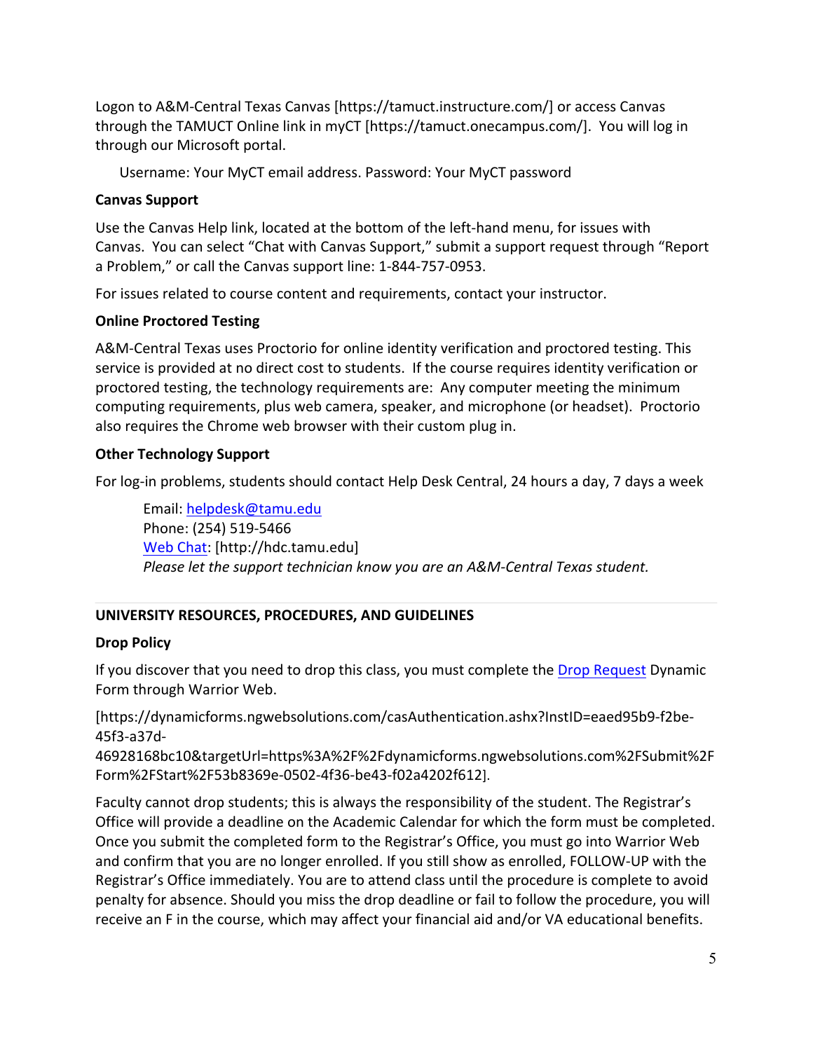Logon to A&M-Central Texas Canvas [https://tamuct.instructure.com/] or access Canvas through the TAMUCT Online link in myCT [https://tamuct.onecampus.com/]. You will log in through our Microsoft portal.

Username: Your MyCT email address. Password: Your MyCT password

**Canvas Support**

Use the Canvas Help link, located at the bottom of the left-hand menu, for issues with Canvas. You can select "Chat with Canvas Support," submit a support request through "Report a Problem," or call the Canvas support line: 1-844-757-0953.

For issues related to course content and requirements, contact your instructor.

**Online Proctored Testing**

A&M-Central Texas uses Proctorio for online identity verification and proctored testing. This service is provided at no direct cost to students. If the course requires identity verification or proctored testing, the technology requirements are: Any computer meeting the minimum computing requirements, plus web camera, speaker, and microphone (or headset). Proctorio also requires the Chrome web browser with their custom plug in.

**Other Technology Support**

For log-in problems, students should contact Help Desk Central, 24 hours a day, 7 days a week

Email: helpdesk@tamu.edu
Phone: (254) 519-5466
Web Chat: [http://hdc.tamu.edu]
*Please let the support technician know you are an A&M-Central Texas student.*

---

## UNIVERSITY RESOURCES, PROCEDURES, AND GUIDELINES

**Drop Policy**

If you discover that you need to drop this class, you must complete the Drop Request Dynamic Form through Warrior Web.

[https://dynamicforms.ngwebsolutions.com/casAuthentication.ashx?InstID=eaed95b9-f2be-45f3-a37d-46928168bc10&targetUrl=https%3A%2F%2Fdynamicforms.ngwebsolutions.com%2FSubmit%2FForm%2FStart%2F53b8369e-0502-4f36-be43-f02a4202f612].

Faculty cannot drop students; this is always the responsibility of the student. The Registrar's Office will provide a deadline on the Academic Calendar for which the form must be completed. Once you submit the completed form to the Registrar's Office, you must go into Warrior Web and confirm that you are no longer enrolled. If you still show as enrolled, FOLLOW-UP with the Registrar's Office immediately. You are to attend class until the procedure is complete to avoid penalty for absence. Should you miss the drop deadline or fail to follow the procedure, you will receive an F in the course, which may affect your financial aid and/or VA educational benefits.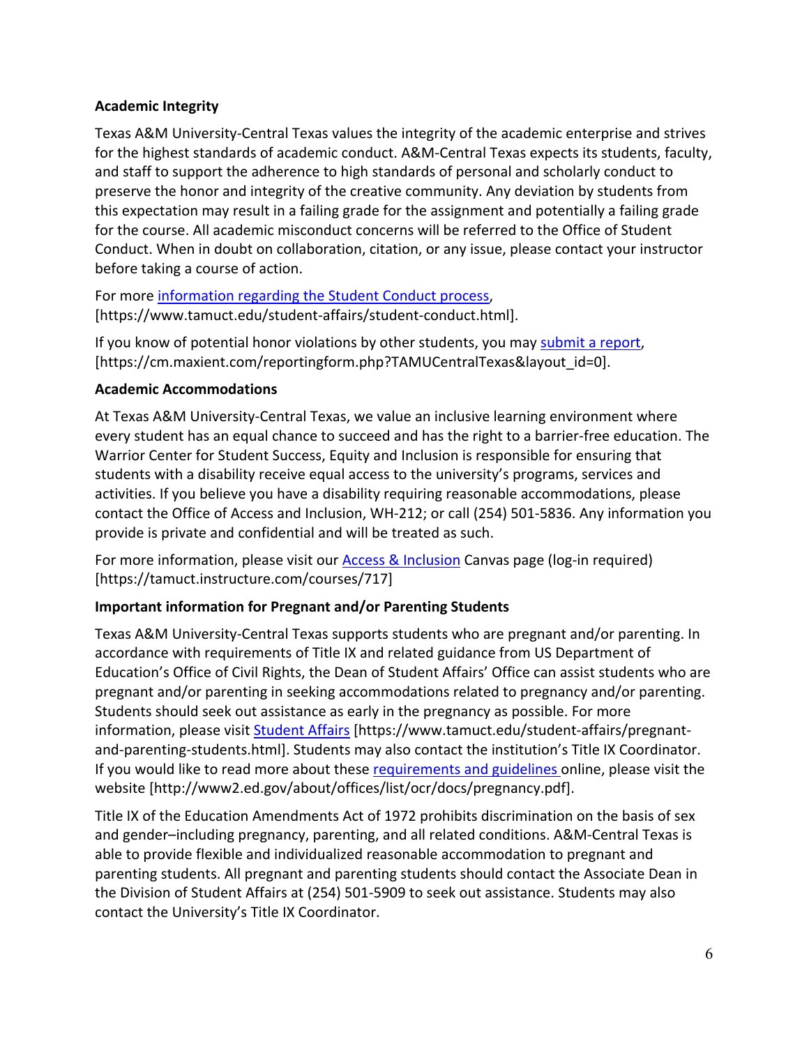**Academic Integrity**

Texas A&M University-Central Texas values the integrity of the academic enterprise and strives for the highest standards of academic conduct. A&M-Central Texas expects its students, faculty, and staff to support the adherence to high standards of personal and scholarly conduct to preserve the honor and integrity of the creative community. Any deviation by students from this expectation may result in a failing grade for the assignment and potentially a failing grade for the course. All academic misconduct concerns will be referred to the Office of Student Conduct. When in doubt on collaboration, citation, or any issue, please contact your instructor before taking a course of action.

For more information regarding the Student Conduct process, [https://www.tamuct.edu/student-affairs/student-conduct.html].

If you know of potential honor violations by other students, you may submit a report, [https://cm.maxient.com/reportingform.php?TAMUCentralTexas&layout_id=0].

**Academic Accommodations**

At Texas A&M University-Central Texas, we value an inclusive learning environment where every student has an equal chance to succeed and has the right to a barrier-free education. The Warrior Center for Student Success, Equity and Inclusion is responsible for ensuring that students with a disability receive equal access to the university's programs, services and activities. If you believe you have a disability requiring reasonable accommodations, please contact the Office of Access and Inclusion, WH-212; or call (254) 501-5836. Any information you provide is private and confidential and will be treated as such.

For more information, please visit our Access & Inclusion Canvas page (log-in required) [https://tamuct.instructure.com/courses/717]

**Important information for Pregnant and/or Parenting Students**

Texas A&M University-Central Texas supports students who are pregnant and/or parenting. In accordance with requirements of Title IX and related guidance from US Department of Education's Office of Civil Rights, the Dean of Student Affairs' Office can assist students who are pregnant and/or parenting in seeking accommodations related to pregnancy and/or parenting. Students should seek out assistance as early in the pregnancy as possible. For more information, please visit Student Affairs [https://www.tamuct.edu/student-affairs/pregnant-and-parenting-students.html]. Students may also contact the institution's Title IX Coordinator. If you would like to read more about these requirements and guidelines online, please visit the website [http://www2.ed.gov/about/offices/list/ocr/docs/pregnancy.pdf].

Title IX of the Education Amendments Act of 1972 prohibits discrimination on the basis of sex and gender–including pregnancy, parenting, and all related conditions. A&M-Central Texas is able to provide flexible and individualized reasonable accommodation to pregnant and parenting students. All pregnant and parenting students should contact the Associate Dean in the Division of Student Affairs at (254) 501-5909 to seek out assistance. Students may also contact the University's Title IX Coordinator.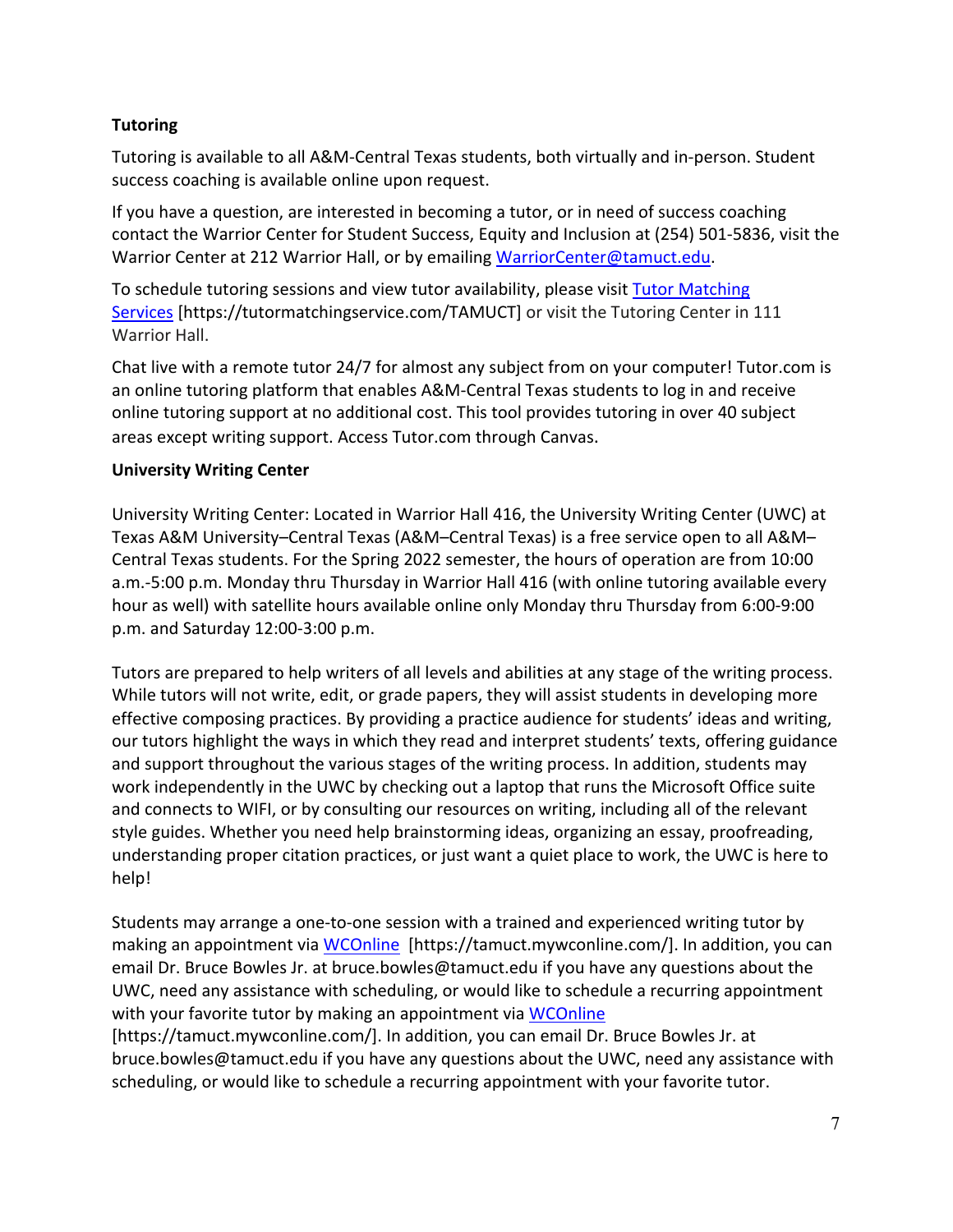**Tutoring**

Tutoring is available to all A&M-Central Texas students, both virtually and in-person. Student success coaching is available online upon request.

If you have a question, are interested in becoming a tutor, or in need of success coaching contact the Warrior Center for Student Success, Equity and Inclusion at (254) 501-5836, visit the Warrior Center at 212 Warrior Hall, or by emailing [WarriorCenter@tamuct.edu](mailto:WarriorCenter@tamuct.edu).

To schedule tutoring sessions and view tutor availability, please visit [Tutor Matching Services](https://tutormatchingservice.com/TAMUCT) [https://tutormatchingservice.com/TAMUCT] or visit the Tutoring Center in 111 Warrior Hall.

Chat live with a remote tutor 24/7 for almost any subject from on your computer! Tutor.com is an online tutoring platform that enables A&M-Central Texas students to log in and receive online tutoring support at no additional cost. This tool provides tutoring in over 40 subject areas except writing support. Access Tutor.com through Canvas.

**University Writing Center**

University Writing Center: Located in Warrior Hall 416, the University Writing Center (UWC) at Texas A&M University–Central Texas (A&M–Central Texas) is a free service open to all A&M–Central Texas students. For the Spring 2022 semester, the hours of operation are from 10:00 a.m.-5:00 p.m. Monday thru Thursday in Warrior Hall 416 (with online tutoring available every hour as well) with satellite hours available online only Monday thru Thursday from 6:00-9:00 p.m. and Saturday 12:00-3:00 p.m.

Tutors are prepared to help writers of all levels and abilities at any stage of the writing process. While tutors will not write, edit, or grade papers, they will assist students in developing more effective composing practices. By providing a practice audience for students' ideas and writing, our tutors highlight the ways in which they read and interpret students' texts, offering guidance and support throughout the various stages of the writing process. In addition, students may work independently in the UWC by checking out a laptop that runs the Microsoft Office suite and connects to WIFI, or by consulting our resources on writing, including all of the relevant style guides. Whether you need help brainstorming ideas, organizing an essay, proofreading, understanding proper citation practices, or just want a quiet place to work, the UWC is here to help!

Students may arrange a one-to-one session with a trained and experienced writing tutor by making an appointment via [WCOnline](https://tamuct.mywconline.com/) [https://tamuct.mywconline.com/]. In addition, you can email Dr. Bruce Bowles Jr. at bruce.bowles@tamuct.edu if you have any questions about the UWC, need any assistance with scheduling, or would like to schedule a recurring appointment with your favorite tutor by making an appointment via [WCOnline](https://tamuct.mywconline.com/) [https://tamuct.mywconline.com/]. In addition, you can email Dr. Bruce Bowles Jr. at bruce.bowles@tamuct.edu if you have any questions about the UWC, need any assistance with scheduling, or would like to schedule a recurring appointment with your favorite tutor.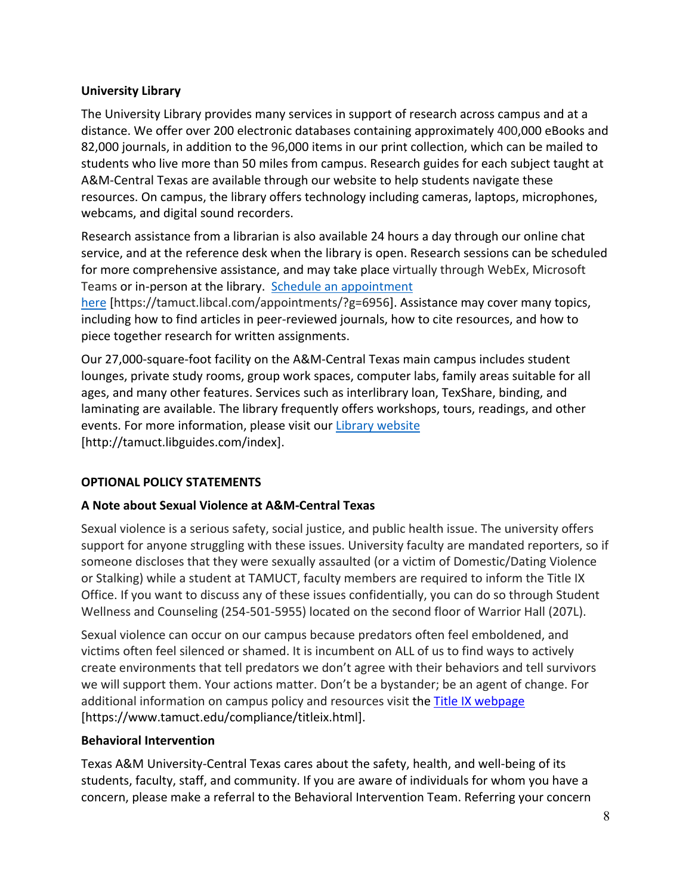**University Library**

The University Library provides many services in support of research across campus and at a distance. We offer over 200 electronic databases containing approximately 400,000 eBooks and 82,000 journals, in addition to the 96,000 items in our print collection, which can be mailed to students who live more than 50 miles from campus. Research guides for each subject taught at A&M-Central Texas are available through our website to help students navigate these resources. On campus, the library offers technology including cameras, laptops, microphones, webcams, and digital sound recorders.

Research assistance from a librarian is also available 24 hours a day through our online chat service, and at the reference desk when the library is open. Research sessions can be scheduled for more comprehensive assistance, and may take place virtually through WebEx, Microsoft Teams or in-person at the library. [Schedule an appointment here](https://tamuct.libcal.com/appointments/?g=6956) [https://tamuct.libcal.com/appointments/?g=6956]. Assistance may cover many topics, including how to find articles in peer-reviewed journals, how to cite resources, and how to piece together research for written assignments.

Our 27,000-square-foot facility on the A&M-Central Texas main campus includes student lounges, private study rooms, group work spaces, computer labs, family areas suitable for all ages, and many other features. Services such as interlibrary loan, TexShare, binding, and laminating are available. The library frequently offers workshops, tours, readings, and other events. For more information, please visit our [Library website](http://tamuct.libguides.com/index) [http://tamuct.libguides.com/index].

**OPTIONAL POLICY STATEMENTS**

**A Note about Sexual Violence at A&M-Central Texas**

Sexual violence is a serious safety, social justice, and public health issue. The university offers support for anyone struggling with these issues. University faculty are mandated reporters, so if someone discloses that they were sexually assaulted (or a victim of Domestic/Dating Violence or Stalking) while a student at TAMUCT, faculty members are required to inform the Title IX Office. If you want to discuss any of these issues confidentially, you can do so through Student Wellness and Counseling (254-501-5955) located on the second floor of Warrior Hall (207L).

Sexual violence can occur on our campus because predators often feel emboldened, and victims often feel silenced or shamed. It is incumbent on ALL of us to find ways to actively create environments that tell predators we don't agree with their behaviors and tell survivors we will support them. Your actions matter. Don't be a bystander; be an agent of change. For additional information on campus policy and resources visit the [Title IX webpage](https://www.tamuct.edu/compliance/titleix.html) [https://www.tamuct.edu/compliance/titleix.html].

**Behavioral Intervention**

Texas A&M University-Central Texas cares about the safety, health, and well-being of its students, faculty, staff, and community. If you are aware of individuals for whom you have a concern, please make a referral to the Behavioral Intervention Team. Referring your concern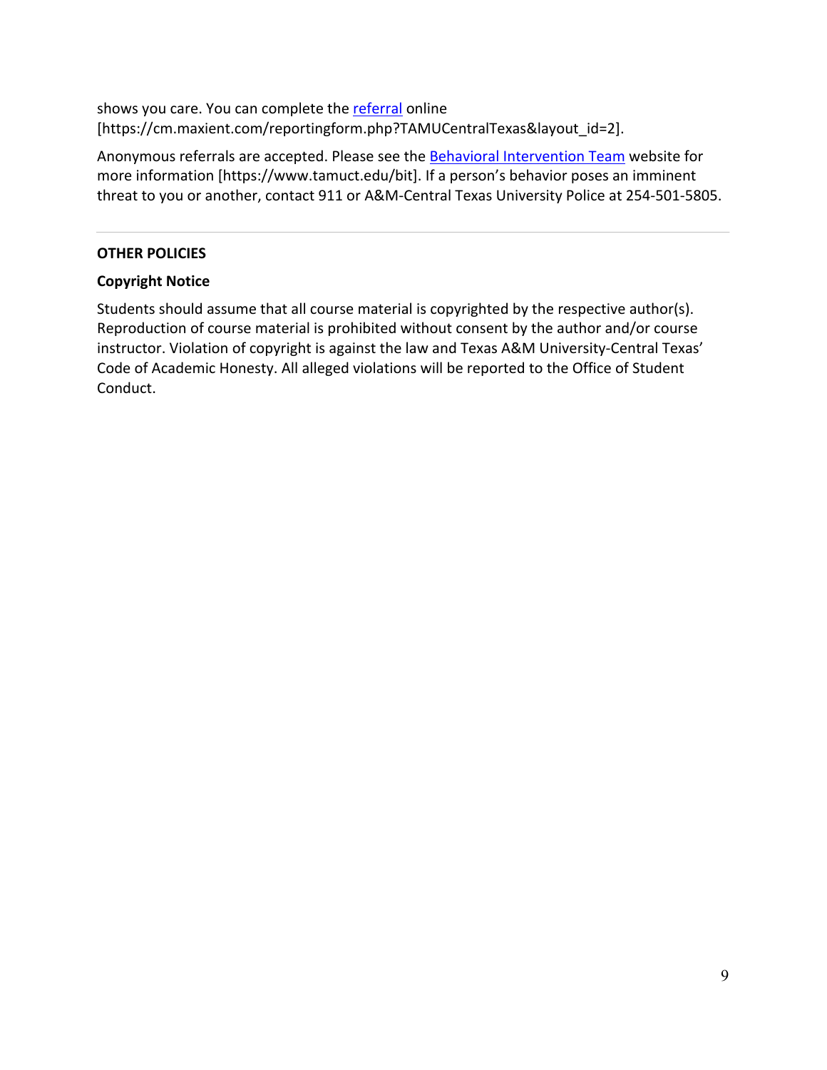shows you care. You can complete the referral online [https://cm.maxient.com/reportingform.php?TAMUCentralTexas&layout_id=2].

Anonymous referrals are accepted. Please see the Behavioral Intervention Team website for more information [https://www.tamuct.edu/bit]. If a person's behavior poses an imminent threat to you or another, contact 911 or A&M-Central Texas University Police at 254-501-5805.

---

**OTHER POLICIES**

**Copyright Notice**

Students should assume that all course material is copyrighted by the respective author(s). Reproduction of course material is prohibited without consent by the author and/or course instructor. Violation of copyright is against the law and Texas A&M University-Central Texas' Code of Academic Honesty. All alleged violations will be reported to the Office of Student Conduct.